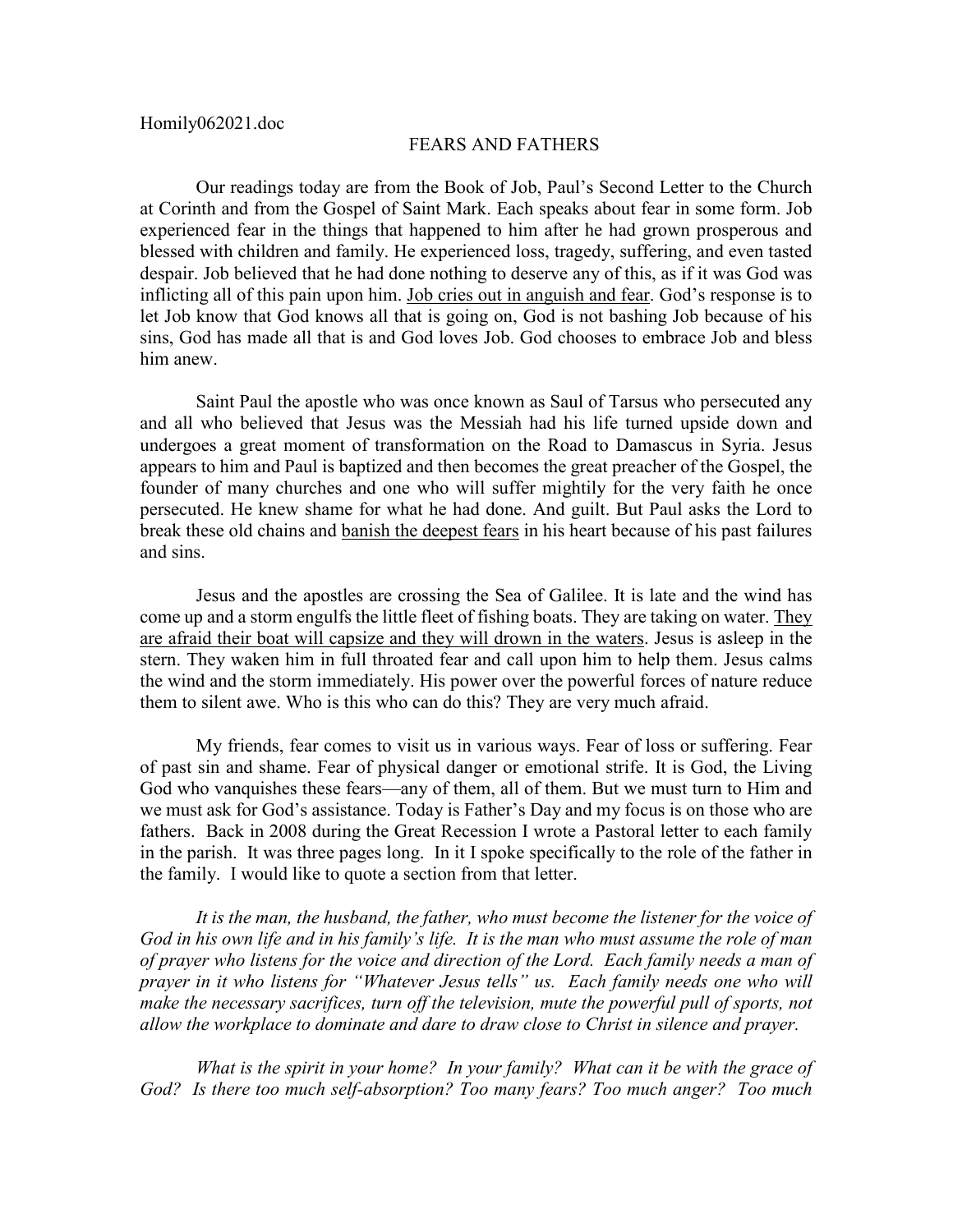Homily062021.doc

# FEARS AND FATHERS

Our readings today are from the Book of Job, Paul's Second Letter to the Church at Corinth and from the Gospel of Saint Mark. Each speaks about fear in some form. Job experienced fear in the things that happened to him after he had grown prosperous and blessed with children and family. He experienced loss, tragedy, suffering, and even tasted despair. Job believed that he had done nothing to deserve any of this, as if it was God was inflicting all of this pain upon him. <u>Job cries out in anguish and fear</u>. God's response is to let Job know that God knows all that is going on, God is not bashing Job because of his sins, God has made all that is and God loves Job. God chooses to embrace Job and bless him anew.

Saint Paul the apostle who was once known as Saul of Tarsus who persecuted any and all who believed that Jesus was the Messiah had his life turned upside down and undergoes a great moment of transformation on the Road to Damascus in Syria. Jesus appears to him and Paul is baptized and then becomes the great preacher of the Gospel, the founder of many churches and one who will suffer mightily for the very faith he once persecuted. He knew shame for what he had done. And guilt. But Paul asks the Lord to break these old chains and <u>banish the deepest fears</u> in his heart because of his past failures and sins.

Jesus and the apostles are crossing the Sea of Galilee. It is late and the wind has come up and a storm engulfs the little fleet of fishing boats. They are taking on water. <u>They are afraid their boat will capsize and they will drown in the waters</u>. Jesus is asleep in the stern. They waken him in full throated fear and call upon him to help them. Jesus calms the wind and the storm immediately. His power over the powerful forces of nature reduce them to silent awe. Who is this who can do this? They are very much afraid.

My friends, fear comes to visit us in various ways. Fear of loss or suffering. Fear of past sin and shame. Fear of physical danger or emotional strife. It is God, the Living God who vanquishes these fears—any of them, all of them. But we must turn to Him and we must ask for God's assistance. Today is Father's Day and my focus is on those who are fathers. Back in 2008 during the Great Recession I wrote a Pastoral letter to each family in the parish. It was three pages long. In it I spoke specifically to the role of the father in the family. I would like to quote a section from that letter.

*It is the man, the husband, the father, who must become the listener for the voice of God in his own life and in his family's life. It is the man who must assume the role of man of prayer who listens for the voice and direction of the Lord. Each family needs a man of prayer in it who listens for "Whatever Jesus tells" us. Each family needs one who will make the necessary sacrifices, turn off the television, mute the powerful pull of sports, not allow the workplace to dominate and dare to draw close to Christ in silence and prayer.*

*What is the spirit in your home? In your family? What can it be with the grace of God? Is there too much self-absorption? Too many fears? Too much anger? Too much*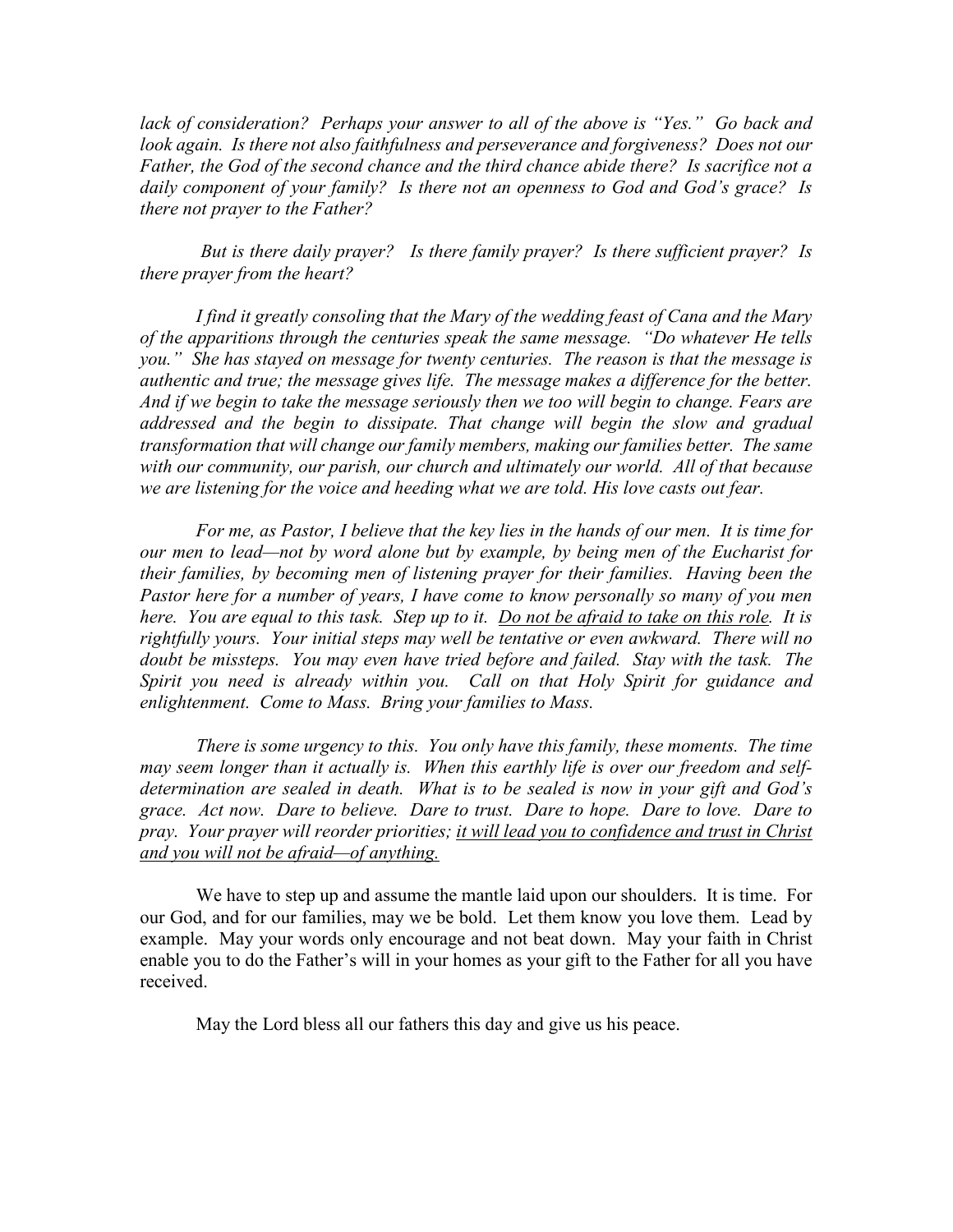*lack of consideration? Perhaps your answer to all of the above is "Yes." Go back and look again. Is there not also faithfulness and perseverance and forgiveness? Does not our Father, the God of the second chance and the third chance abide there? Is sacrifice not a daily component of your family? Is there not an openness to God and God's grace? Is there not prayer to the Father?*

*But is there daily prayer? Is there family prayer? Is there sufficient prayer? Is there prayer from the heart?*

*I find it greatly consoling that the Mary of the wedding feast of Cana and the Mary of the apparitions through the centuries speak the same message. "Do whatever He tells you." She has stayed on message for twenty centuries. The reason is that the message is authentic and true; the message gives life. The message makes a difference for the better. And if we begin to take the message seriously then we too will begin to change. Fears are addressed and the begin to dissipate. That change will begin the slow and gradual transformation that will change our family members, making our families better. The same with our community, our parish, our church and ultimately our world. All of that because we are listening for the voice and heeding what we are told. His love casts out fear.*

*For me, as Pastor, I believe that the key lies in the hands of our men. It is time for our men to lead—not by word alone but by example, by being men of the Eucharist for their families, by becoming men of listening prayer for their families. Having been the Pastor here for a number of years, I have come to know personally so many of you men here. You are equal to this task. Step up to it. <u>Do not be afraid to take on this role</u>. It is rightfully yours. Your initial steps may well be tentative or even awkward. There will no doubt be missteps. You may even have tried before and failed. Stay with the task. The Spirit you need is already within you. Call on that Holy Spirit for guidance and enlightenment. Come to Mass. Bring your families to Mass.*

*There is some urgency to this. You only have this family, these moments. The time may seem longer than it actually is. When this earthly life is over our freedom and self-determination are sealed in death. What is to be sealed is now in your gift and God's grace. Act now. Dare to believe. Dare to trust. Dare to hope. Dare to love. Dare to pray. Your prayer will reorder priorities; <u>it will lead you to confidence and trust in Christ and you will not be afraid—of anything.</u>*

We have to step up and assume the mantle laid upon our shoulders. It is time. For our God, and for our families, may we be bold. Let them know you love them. Lead by example. May your words only encourage and not beat down. May your faith in Christ enable you to do the Father's will in your homes as your gift to the Father for all you have received.

May the Lord bless all our fathers this day and give us his peace.